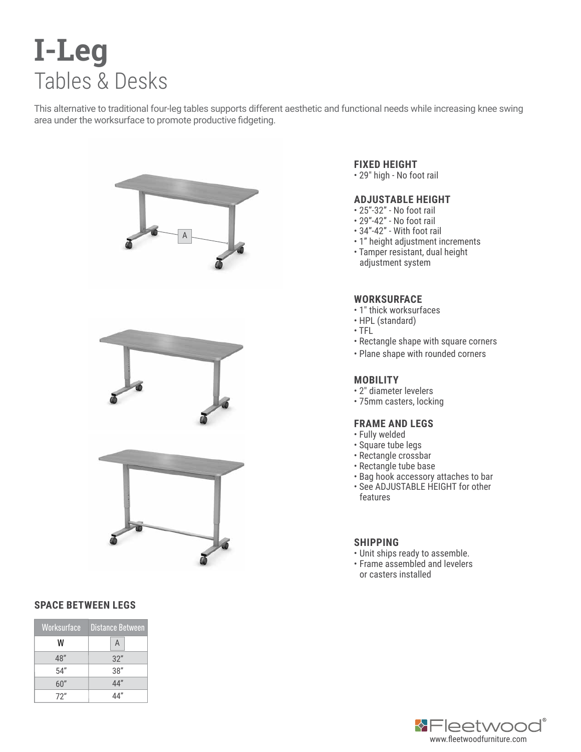# I-Leg

## Tables & Desks

This alternative to traditional four-leg tables supports different aesthetic and functional needs while increasing knee swing area under the worksurface to promote productive fidgeting.

### FIXED HEIGHT

- 29" high - No foot rail

### ADJUSTABLE HEIGHT

- 25"-32" - No foot rail
- 29"-42" - No foot rail
- 34"-42" - With foot rail
- 1" height adjustment increments
- Tamper resistant, dual height adjustment system

### WORKSURFACE

- 1" thick worksurfaces
- HPL (standard)
- TFL
- Rectangle shape with square corners
- Plane shape with rounded corners

### MOBILITY

- 2" diameter levelers
- 75mm casters, locking

### FRAME AND LEGS

- Fully welded
- Square tube legs
- Rectangle crossbar
- Rectangle tube base
- Bag hook accessory attaches to bar
- See ADJUSTABLE HEIGHT for other features

### SHIPPING

- Unit ships ready to assemble.
- Frame assembled and levelers or casters installed

### SPACE BETWEEN LEGS

| Worksurface | Distance Between |
|---|---|
| W | A |
| 48" | 32" |
| 54" | 38" |
| 60" | 44" |
| 72" | 44" |

Fleetwood®
www.fleetwoodfurniture.com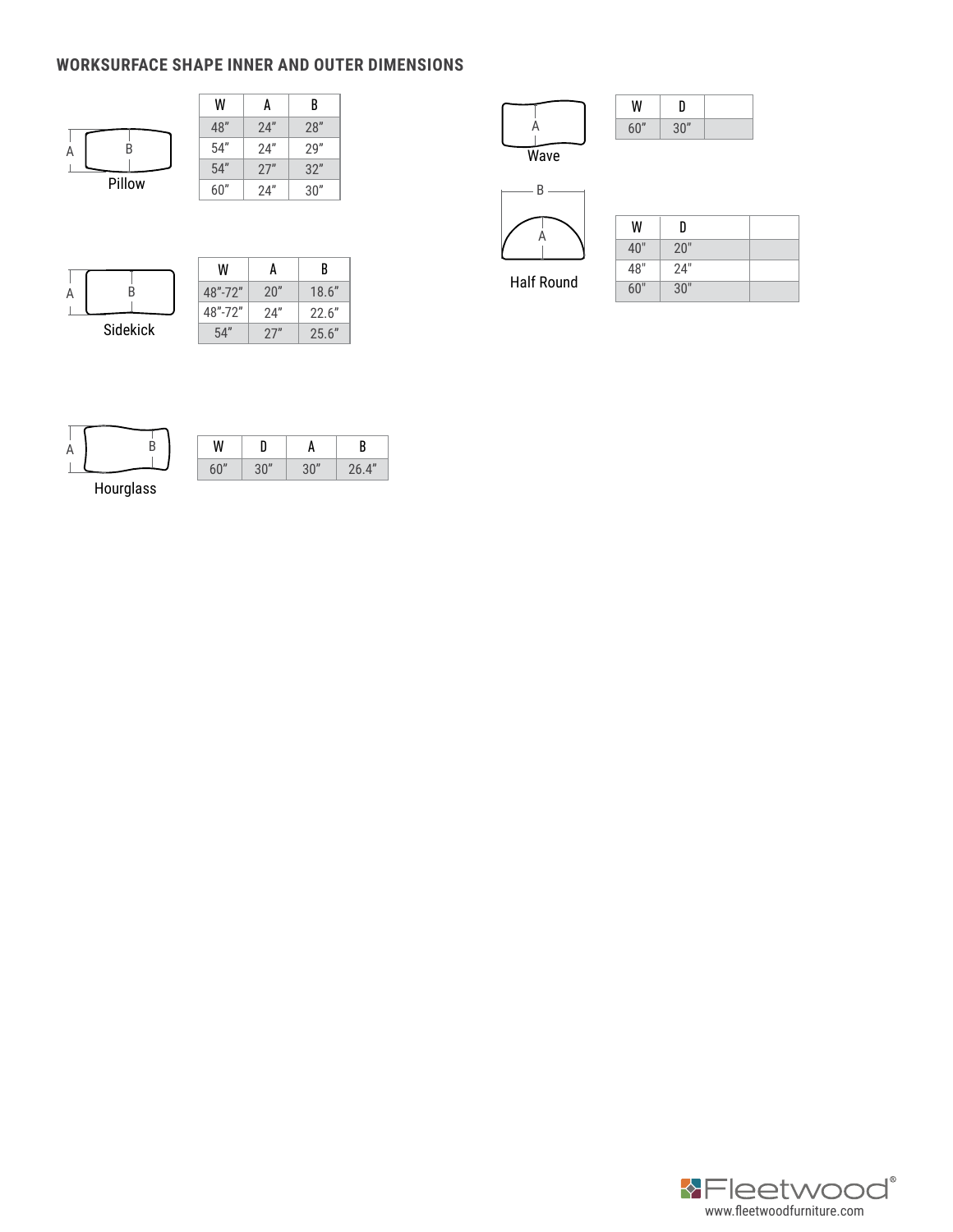## WORKSURFACE SHAPE INNER AND OUTER DIMENSIONS

Pillow

| W | A | B |
|---|---|---|
| 48" | 24" | 28" |
| 54" | 24" | 29" |
| 54" | 27" | 32" |
| 60" | 24" | 30" |

Sidekick

| W | A | B |
|---|---|---|
| 48"-72" | 20" | 18.6" |
| 48"-72" | 24" | 22.6" |
| 54" | 27" | 25.6" |

Hourglass

| W | D | A | B |
|---|---|---|---|
| 60" | 30" | 30" | 26.4" |

Wave

| W | D | |
|---|---|---|
| 60" | 30" | |

Half Round

| W | D | |
|---|---|---|
| 40" | 20" | |
| 48" | 24" | |
| 60" | 30" | |

www.fleetwoodfurniture.com